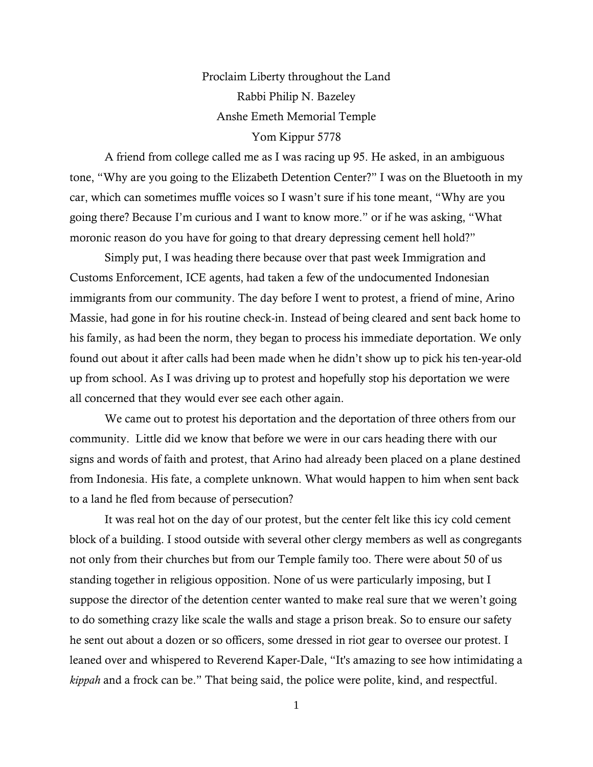# Proclaim Liberty throughout the Land

Rabbi Philip N. Bazeley

Anshe Emeth Memorial Temple

Yom Kippur 5778

A friend from college called me as I was racing up 95. He asked, in an ambiguous tone, "Why are you going to the Elizabeth Detention Center?" I was on the Bluetooth in my car, which can sometimes muffle voices so I wasn't sure if his tone meant, "Why are you going there? Because I'm curious and I want to know more." or if he was asking, "What moronic reason do you have for going to that dreary depressing cement hell hold?"

Simply put, I was heading there because over that past week Immigration and Customs Enforcement, ICE agents, had taken a few of the undocumented Indonesian immigrants from our community. The day before I went to protest, a friend of mine, Arino Massie, had gone in for his routine check-in. Instead of being cleared and sent back home to his family, as had been the norm, they began to process his immediate deportation. We only found out about it after calls had been made when he didn't show up to pick his ten-year-old up from school. As I was driving up to protest and hopefully stop his deportation we were all concerned that they would ever see each other again.

We came out to protest his deportation and the deportation of three others from our community. Little did we know that before we were in our cars heading there with our signs and words of faith and protest, that Arino had already been placed on a plane destined from Indonesia. His fate, a complete unknown. What would happen to him when sent back to a land he fled from because of persecution?

It was real hot on the day of our protest, but the center felt like this icy cold cement block of a building. I stood outside with several other clergy members as well as congregants not only from their churches but from our Temple family too. There were about 50 of us standing together in religious opposition. None of us were particularly imposing, but I suppose the director of the detention center wanted to make real sure that we weren't going to do something crazy like scale the walls and stage a prison break. So to ensure our safety he sent out about a dozen or so officers, some dressed in riot gear to oversee our protest. I leaned over and whispered to Reverend Kaper-Dale, "It's amazing to see how intimidating a *kippah* and a frock can be." That being said, the police were polite, kind, and respectful.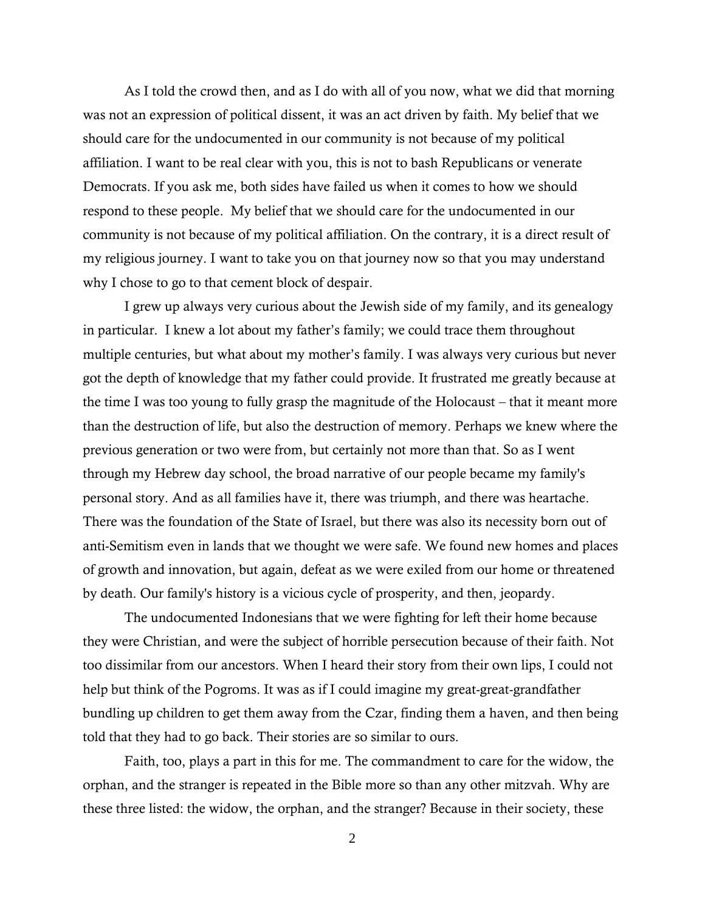As I told the crowd then, and as I do with all of you now, what we did that morning was not an expression of political dissent, it was an act driven by faith. My belief that we should care for the undocumented in our community is not because of my political affiliation. I want to be real clear with you, this is not to bash Republicans or venerate Democrats. If you ask me, both sides have failed us when it comes to how we should respond to these people. My belief that we should care for the undocumented in our community is not because of my political affiliation. On the contrary, it is a direct result of my religious journey. I want to take you on that journey now so that you may understand why I chose to go to that cement block of despair.

I grew up always very curious about the Jewish side of my family, and its genealogy in particular. I knew a lot about my father's family; we could trace them throughout multiple centuries, but what about my mother's family. I was always very curious but never got the depth of knowledge that my father could provide. It frustrated me greatly because at the time I was too young to fully grasp the magnitude of the Holocaust – that it meant more than the destruction of life, but also the destruction of memory. Perhaps we knew where the previous generation or two were from, but certainly not more than that. So as I went through my Hebrew day school, the broad narrative of our people became my family's personal story. And as all families have it, there was triumph, and there was heartache. There was the foundation of the State of Israel, but there was also its necessity born out of anti-Semitism even in lands that we thought we were safe. We found new homes and places of growth and innovation, but again, defeat as we were exiled from our home or threatened by death. Our family's history is a vicious cycle of prosperity, and then, jeopardy.

The undocumented Indonesians that we were fighting for left their home because they were Christian, and were the subject of horrible persecution because of their faith. Not too dissimilar from our ancestors. When I heard their story from their own lips, I could not help but think of the Pogroms. It was as if I could imagine my great-great-grandfather bundling up children to get them away from the Czar, finding them a haven, and then being told that they had to go back. Their stories are so similar to ours.

Faith, too, plays a part in this for me. The commandment to care for the widow, the orphan, and the stranger is repeated in the Bible more so than any other mitzvah. Why are these three listed: the widow, the orphan, and the stranger? Because in their society, these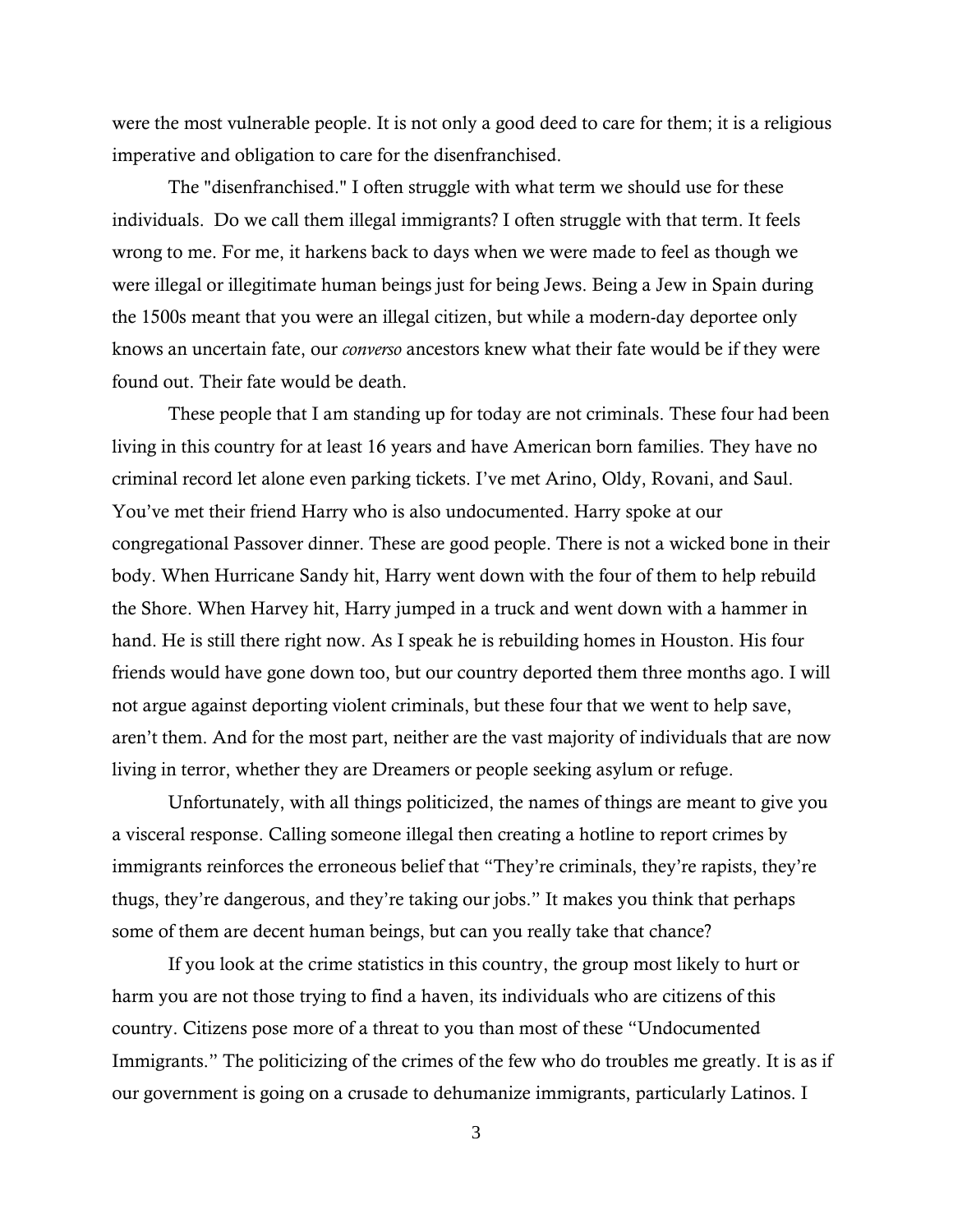were the most vulnerable people. It is not only a good deed to care for them; it is a religious imperative and obligation to care for the disenfranchised.

The "disenfranchised." I often struggle with what term we should use for these individuals. Do we call them illegal immigrants? I often struggle with that term. It feels wrong to me. For me, it harkens back to days when we were made to feel as though we were illegal or illegitimate human beings just for being Jews. Being a Jew in Spain during the 1500s meant that you were an illegal citizen, but while a modern-day deportee only knows an uncertain fate, our *converso* ancestors knew what their fate would be if they were found out. Their fate would be death.

These people that I am standing up for today are not criminals. These four had been living in this country for at least 16 years and have American born families. They have no criminal record let alone even parking tickets. I've met Arino, Oldy, Rovani, and Saul. You've met their friend Harry who is also undocumented. Harry spoke at our congregational Passover dinner. These are good people. There is not a wicked bone in their body. When Hurricane Sandy hit, Harry went down with the four of them to help rebuild the Shore. When Harvey hit, Harry jumped in a truck and went down with a hammer in hand. He is still there right now. As I speak he is rebuilding homes in Houston. His four friends would have gone down too, but our country deported them three months ago. I will not argue against deporting violent criminals, but these four that we went to help save, aren't them. And for the most part, neither are the vast majority of individuals that are now living in terror, whether they are Dreamers or people seeking asylum or refuge.

Unfortunately, with all things politicized, the names of things are meant to give you a visceral response. Calling someone illegal then creating a hotline to report crimes by immigrants reinforces the erroneous belief that "They're criminals, they're rapists, they're thugs, they're dangerous, and they're taking our jobs." It makes you think that perhaps some of them are decent human beings, but can you really take that chance?

If you look at the crime statistics in this country, the group most likely to hurt or harm you are not those trying to find a haven, its individuals who are citizens of this country. Citizens pose more of a threat to you than most of these "Undocumented Immigrants." The politicizing of the crimes of the few who do troubles me greatly. It is as if our government is going on a crusade to dehumanize immigrants, particularly Latinos. I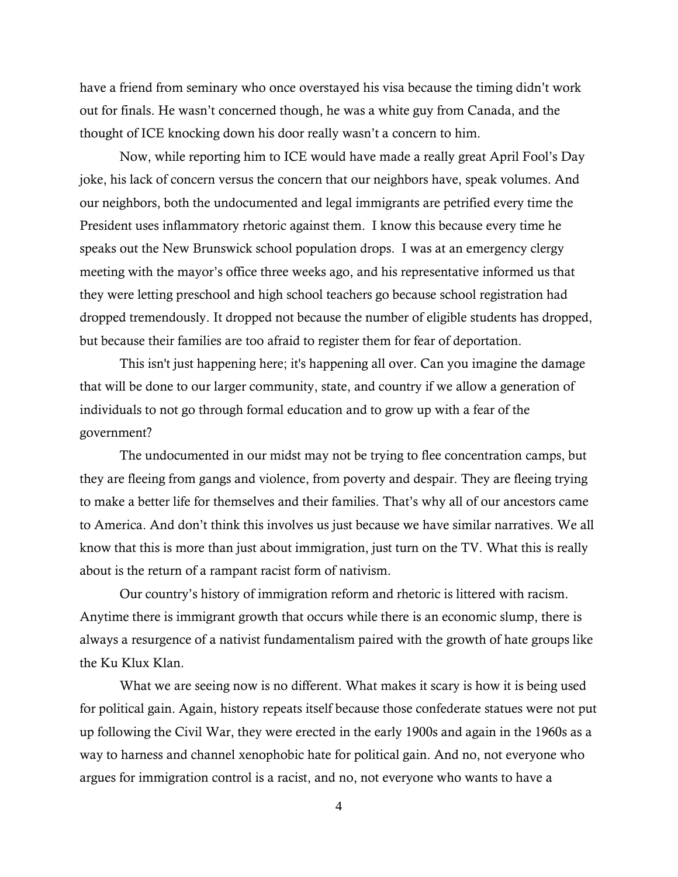have a friend from seminary who once overstayed his visa because the timing didn't work out for finals. He wasn't concerned though, he was a white guy from Canada, and the thought of ICE knocking down his door really wasn't a concern to him.

Now, while reporting him to ICE would have made a really great April Fool's Day joke, his lack of concern versus the concern that our neighbors have, speak volumes. And our neighbors, both the undocumented and legal immigrants are petrified every time the President uses inflammatory rhetoric against them. I know this because every time he speaks out the New Brunswick school population drops. I was at an emergency clergy meeting with the mayor's office three weeks ago, and his representative informed us that they were letting preschool and high school teachers go because school registration had dropped tremendously. It dropped not because the number of eligible students has dropped, but because their families are too afraid to register them for fear of deportation.

This isn't just happening here; it's happening all over. Can you imagine the damage that will be done to our larger community, state, and country if we allow a generation of individuals to not go through formal education and to grow up with a fear of the government?

The undocumented in our midst may not be trying to flee concentration camps, but they are fleeing from gangs and violence, from poverty and despair. They are fleeing trying to make a better life for themselves and their families. That's why all of our ancestors came to America. And don't think this involves us just because we have similar narratives. We all know that this is more than just about immigration, just turn on the TV. What this is really about is the return of a rampant racist form of nativism.

Our country's history of immigration reform and rhetoric is littered with racism. Anytime there is immigrant growth that occurs while there is an economic slump, there is always a resurgence of a nativist fundamentalism paired with the growth of hate groups like the Ku Klux Klan.

What we are seeing now is no different. What makes it scary is how it is being used for political gain. Again, history repeats itself because those confederate statues were not put up following the Civil War, they were erected in the early 1900s and again in the 1960s as a way to harness and channel xenophobic hate for political gain. And no, not everyone who argues for immigration control is a racist, and no, not everyone who wants to have a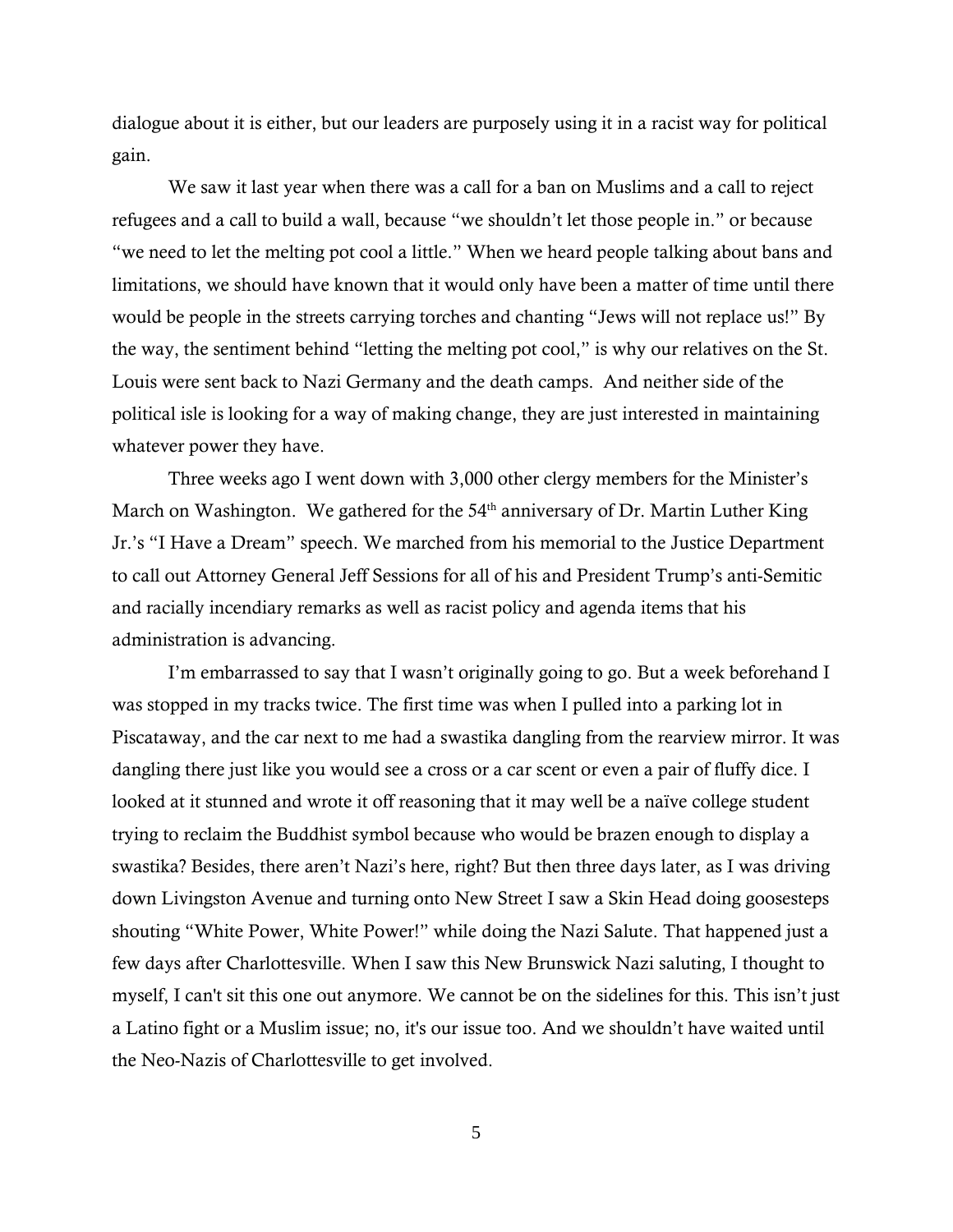dialogue about it is either, but our leaders are purposely using it in a racist way for political gain.

We saw it last year when there was a call for a ban on Muslims and a call to reject refugees and a call to build a wall, because "we shouldn't let those people in." or because "we need to let the melting pot cool a little." When we heard people talking about bans and limitations, we should have known that it would only have been a matter of time until there would be people in the streets carrying torches and chanting "Jews will not replace us!" By the way, the sentiment behind "letting the melting pot cool," is why our relatives on the St. Louis were sent back to Nazi Germany and the death camps. And neither side of the political isle is looking for a way of making change, they are just interested in maintaining whatever power they have.

Three weeks ago I went down with 3,000 other clergy members for the Minister's March on Washington. We gathered for the 54th anniversary of Dr. Martin Luther King Jr.'s "I Have a Dream" speech. We marched from his memorial to the Justice Department to call out Attorney General Jeff Sessions for all of his and President Trump's anti-Semitic and racially incendiary remarks as well as racist policy and agenda items that his administration is advancing.

I'm embarrassed to say that I wasn't originally going to go. But a week beforehand I was stopped in my tracks twice. The first time was when I pulled into a parking lot in Piscataway, and the car next to me had a swastika dangling from the rearview mirror. It was dangling there just like you would see a cross or a car scent or even a pair of fluffy dice. I looked at it stunned and wrote it off reasoning that it may well be a naïve college student trying to reclaim the Buddhist symbol because who would be brazen enough to display a swastika? Besides, there aren't Nazi's here, right? But then three days later, as I was driving down Livingston Avenue and turning onto New Street I saw a Skin Head doing goosesteps shouting "White Power, White Power!" while doing the Nazi Salute. That happened just a few days after Charlottesville. When I saw this New Brunswick Nazi saluting, I thought to myself, I can't sit this one out anymore. We cannot be on the sidelines for this. This isn't just a Latino fight or a Muslim issue; no, it's our issue too. And we shouldn't have waited until the Neo-Nazis of Charlottesville to get involved.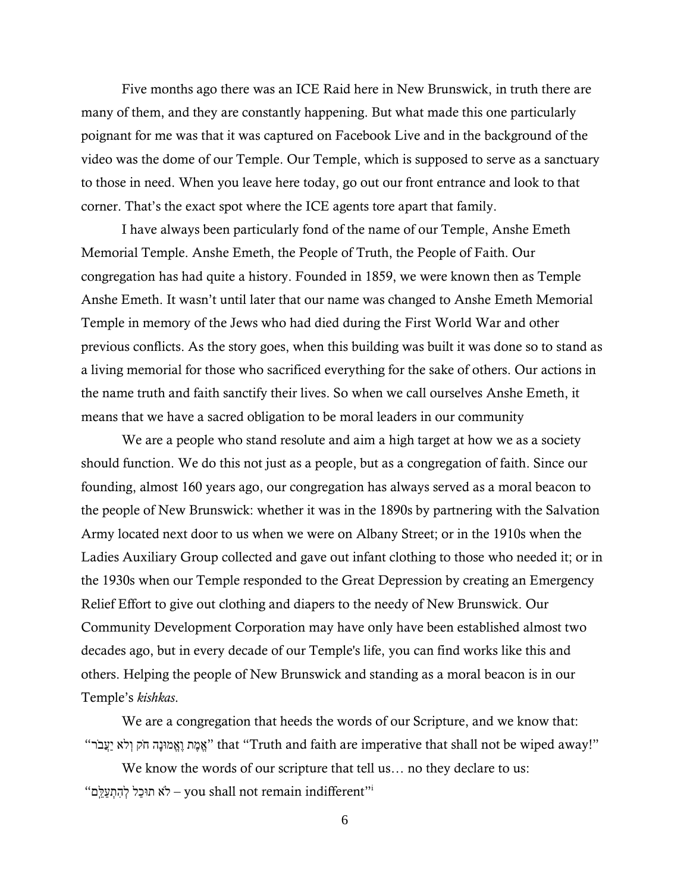Five months ago there was an ICE Raid here in New Brunswick, in truth there are many of them, and they are constantly happening. But what made this one particularly poignant for me was that it was captured on Facebook Live and in the background of the video was the dome of our Temple. Our Temple, which is supposed to serve as a sanctuary to those in need. When you leave here today, go out our front entrance and look to that corner. That's the exact spot where the ICE agents tore apart that family.

I have always been particularly fond of the name of our Temple, Anshe Emeth Memorial Temple. Anshe Emeth, the People of Truth, the People of Faith. Our congregation has had quite a history. Founded in 1859, we were known then as Temple Anshe Emeth. It wasn't until later that our name was changed to Anshe Emeth Memorial Temple in memory of the Jews who had died during the First World War and other previous conflicts. As the story goes, when this building was built it was done so to stand as a living memorial for those who sacrificed everything for the sake of others. Our actions in the name truth and faith sanctify their lives. So when we call ourselves Anshe Emeth, it means that we have a sacred obligation to be moral leaders in our community

We are a people who stand resolute and aim a high target at how we as a society should function. We do this not just as a people, but as a congregation of faith. Since our founding, almost 160 years ago, our congregation has always served as a moral beacon to the people of New Brunswick: whether it was in the 1890s by partnering with the Salvation Army located next door to us when we were on Albany Street; or in the 1910s when the Ladies Auxiliary Group collected and gave out infant clothing to those who needed it; or in the 1930s when our Temple responded to the Great Depression by creating an Emergency Relief Effort to give out clothing and diapers to the needy of New Brunswick. Our Community Development Corporation may have only have been established almost two decades ago, but in every decade of our Temple's life, you can find works like this and others. Helping the people of New Brunswick and standing as a moral beacon is in our Temple's *kishkas*.

We are a congregation that heeds the words of our Scripture, and we know that: "אֱמֶת וֶאֱמוּנָה חֹק וְלֹא יַעֲבֹר" that "Truth and faith are imperative that shall not be wiped away!"

We know the words of our scripture that tell us… no they declare to us: "לֹא תוּכַל לְהִתְעַלֵּם – you shall not remain indifferent"[i]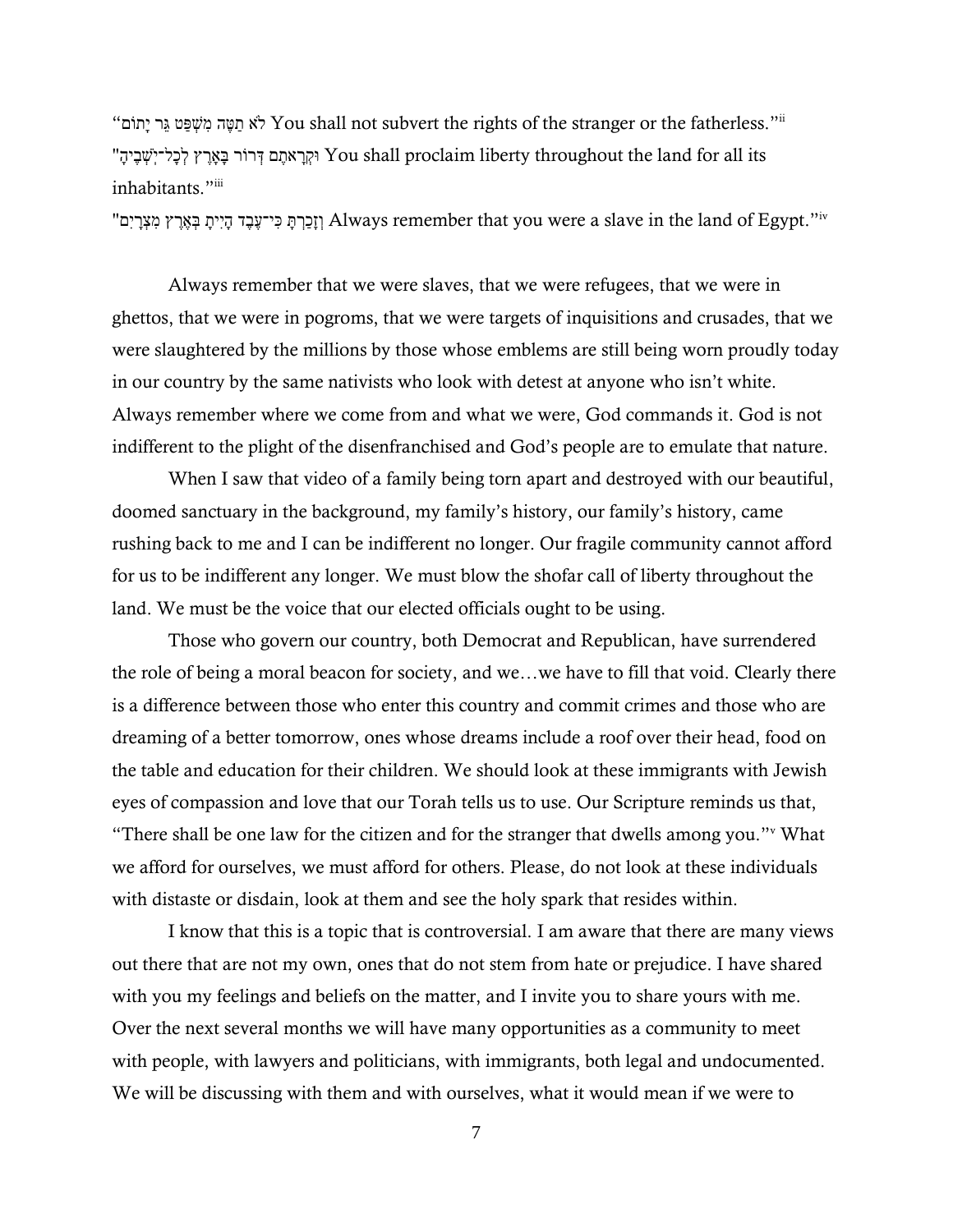"לֹא תַטֶּה מִשְׁפַּט גֵּר יָתוֹם" You shall not subvert the rights of the stranger or the fatherless."[ii]

"וּקְרָאתֶם דְּרוֹר בָּאָרֶץ לְכָל־יֹשְׁבֶיהָ" You shall proclaim liberty throughout the land for all its inhabitants."[iii]

"וְזָכַרְתָּ כִּי־עֶבֶד הָיִיתָ בְּאֶרֶץ מִצְרָיִם" Always remember that you were a slave in the land of Egypt."[iv]

Always remember that we were slaves, that we were refugees, that we were in ghettos, that we were in pogroms, that we were targets of inquisitions and crusades, that we were slaughtered by the millions by those whose emblems are still being worn proudly today in our country by the same nativists who look with detest at anyone who isn't white. Always remember where we come from and what we were, God commands it. God is not indifferent to the plight of the disenfranchised and God's people are to emulate that nature.

When I saw that video of a family being torn apart and destroyed with our beautiful, doomed sanctuary in the background, my family's history, our family's history, came rushing back to me and I can be indifferent no longer. Our fragile community cannot afford for us to be indifferent any longer. We must blow the shofar call of liberty throughout the land. We must be the voice that our elected officials ought to be using.

Those who govern our country, both Democrat and Republican, have surrendered the role of being a moral beacon for society, and we…we have to fill that void. Clearly there is a difference between those who enter this country and commit crimes and those who are dreaming of a better tomorrow, ones whose dreams include a roof over their head, food on the table and education for their children. We should look at these immigrants with Jewish eyes of compassion and love that our Torah tells us to use. Our Scripture reminds us that, "There shall be one law for the citizen and for the stranger that dwells among you."[v] What we afford for ourselves, we must afford for others. Please, do not look at these individuals with distaste or disdain, look at them and see the holy spark that resides within.

I know that this is a topic that is controversial. I am aware that there are many views out there that are not my own, ones that do not stem from hate or prejudice. I have shared with you my feelings and beliefs on the matter, and I invite you to share yours with me. Over the next several months we will have many opportunities as a community to meet with people, with lawyers and politicians, with immigrants, both legal and undocumented. We will be discussing with them and with ourselves, what it would mean if we were to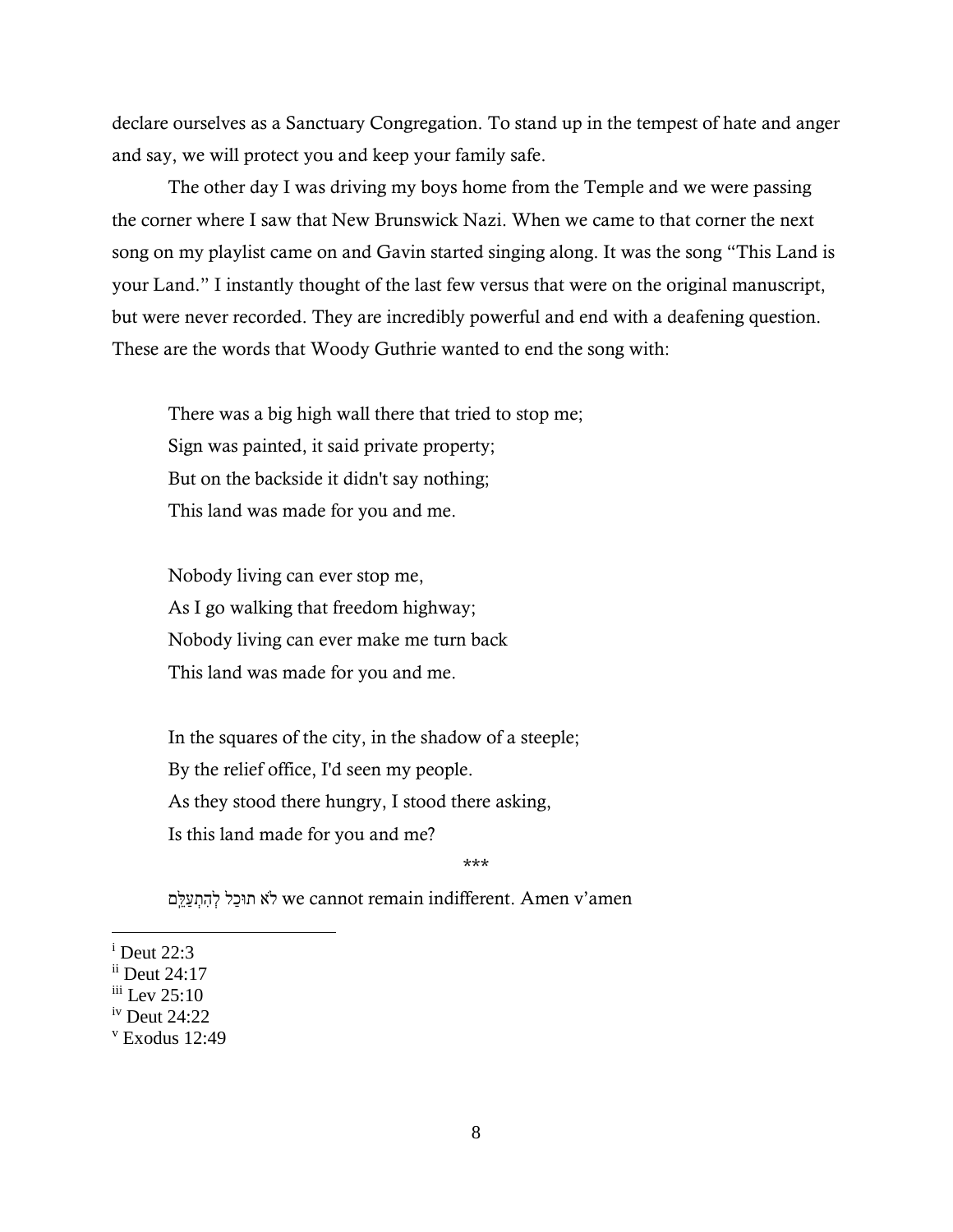declare ourselves as a Sanctuary Congregation. To stand up in the tempest of hate and anger and say, we will protect you and keep your family safe.

The other day I was driving my boys home from the Temple and we were passing the corner where I saw that New Brunswick Nazi. When we came to that corner the next song on my playlist came on and Gavin started singing along. It was the song "This Land is your Land." I instantly thought of the last few versus that were on the original manuscript, but were never recorded. They are incredibly powerful and end with a deafening question. These are the words that Woody Guthrie wanted to end the song with:

> There was a big high wall there that tried to stop me;
> Sign was painted, it said private property;
> But on the backside it didn't say nothing;
> This land was made for you and me.
>
> Nobody living can ever stop me,
> As I go walking that freedom highway;
> Nobody living can ever make me turn back
> This land was made for you and me.
>
> In the squares of the city, in the shadow of a steeple;
> By the relief office, I'd seen my people.
> As they stood there hungry, I stood there asking,
> Is this land made for you and me?

***

לֹא תוּכַל לְהִתְעַלֵּם we cannot remain indifferent. Amen v'amen

---

[i] Deut 22:3
[ii] Deut 24:17
[iii] Lev 25:10
[iv] Deut 24:22
[v] Exodus 12:49